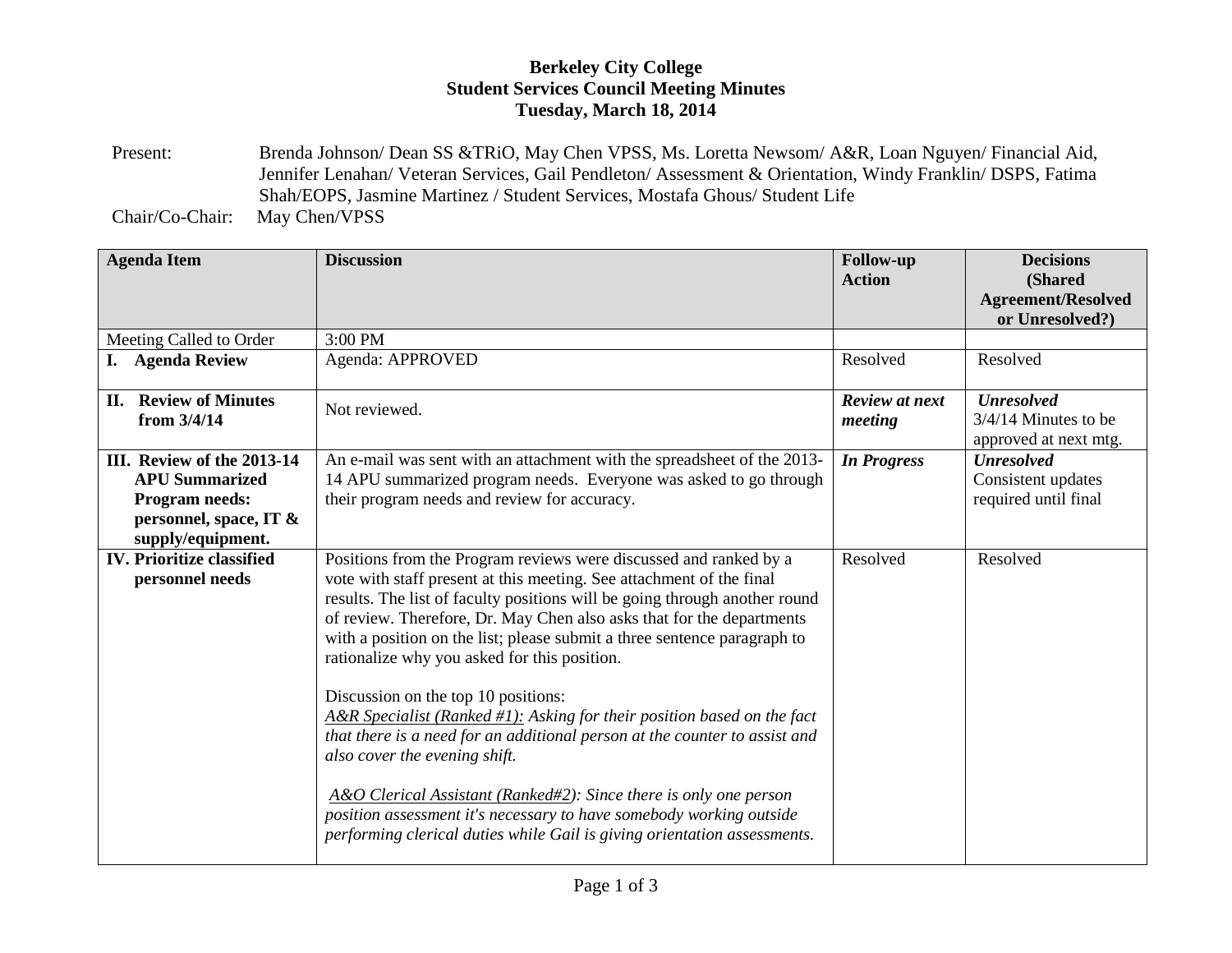# Berkeley City College
## Student Services Council Meeting Minutes
### Tuesday, March 18, 2014

Present: Brenda Johnson/ Dean SS &TRiO, May Chen VPSS, Ms. Loretta Newsom/ A&R, Loan Nguyen/ Financial Aid, Jennifer Lenahan/ Veteran Services, Gail Pendleton/ Assessment & Orientation, Windy Franklin/ DSPS, Fatima Shah/EOPS, Jasmine Martinez / Student Services, Mostafa Ghous/ Student Life

Chair/Co-Chair: May Chen/VPSS

| **Agenda Item** | **Discussion** | **Follow-up Action** | **Decisions (Shared Agreement/Resolved or Unresolved?)** |
|---|---|---|---|
| Meeting Called to Order | 3:00 PM | | |
| **I. Agenda Review** | Agenda: APPROVED | Resolved | Resolved |
| **II. Review of Minutes from 3/4/14** | Not reviewed. | ***Review at next meeting*** | ***Unresolved*** 3/4/14 Minutes to be approved at next mtg. |
| **III. Review of the 2013-14 APU Summarized Program needs: personnel, space, IT & supply/equipment.** | An e-mail was sent with an attachment with the spreadsheet of the 2013-14 APU summarized program needs. Everyone was asked to go through their program needs and review for accuracy. | ***In Progress*** | ***Unresolved*** Consistent updates required until final |
| **IV. Prioritize classified personnel needs** | Positions from the Program reviews were discussed and ranked by a vote with staff present at this meeting. See attachment of the final results. The list of faculty positions will be going through another round of review. Therefore, Dr. May Chen also asks that for the departments with a position on the list; please submit a three sentence paragraph to rationalize why you asked for this position.<br><br>Discussion on the top 10 positions:<br>*<u>A&R Specialist (Ranked #1):</u> Asking for their position based on the fact that there is a need for an additional person at the counter to assist and also cover the evening shift.*<br><br>*<u>A&O Clerical Assistant (Ranked#2</u>): Since there is only one person position assessment it's necessary to have somebody working outside performing clerical duties while Gail is giving orientation assessments.* | Resolved | Resolved |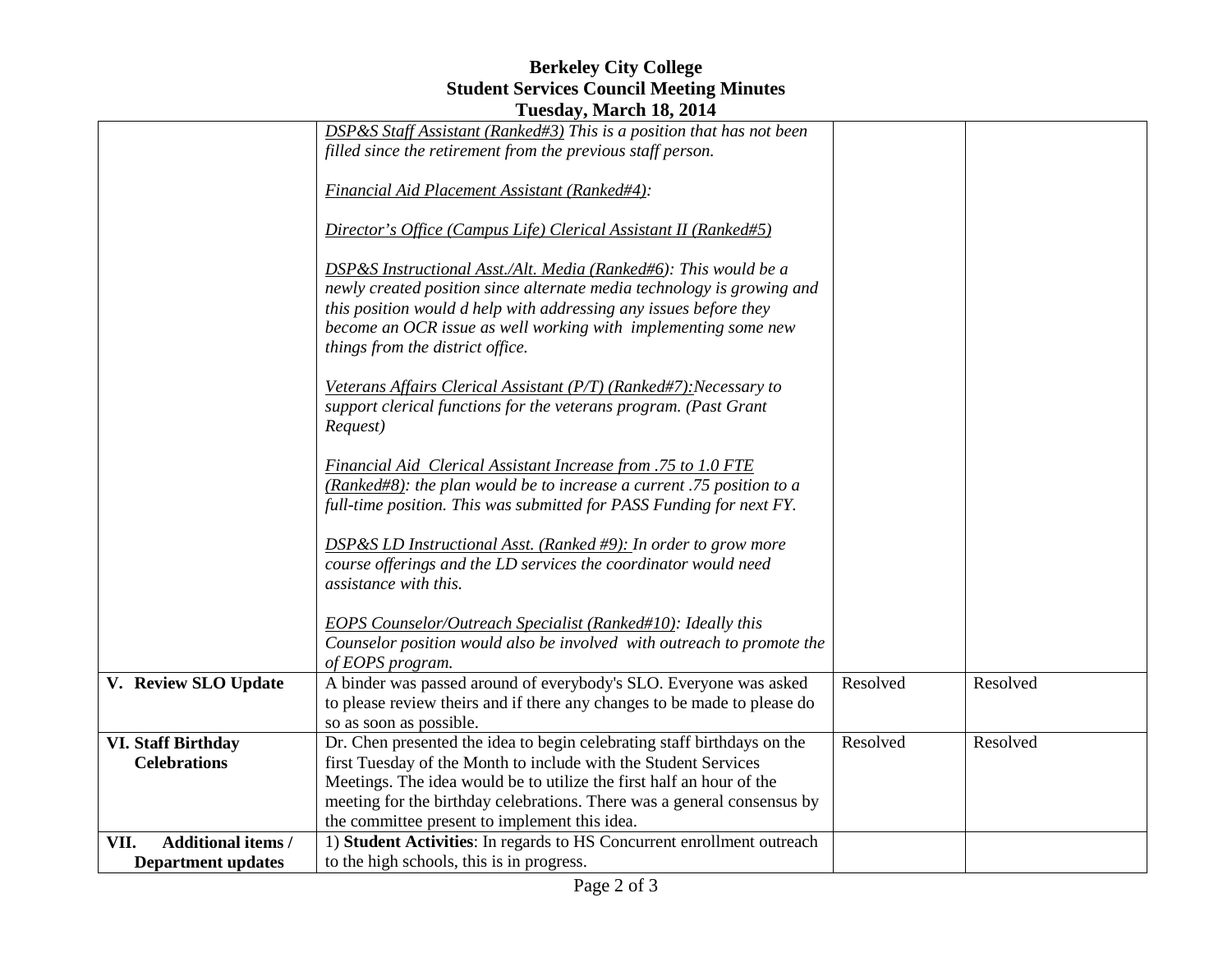# Berkeley City College
## Student Services Council Meeting Minutes
### Tuesday, March 18, 2014

| | | | |
|---|---|---|---|
| | *<u>DSP&S Staff Assistant (Ranked#3)</u> This is a position that has not been filled since the retirement from the previous staff person.*<br><br>*<u>Financial Aid Placement Assistant (Ranked#4)</u>:*<br><br>*<u>Director's Office (Campus Life) Clerical Assistant II (Ranked#5)</u>*<br><br>*<u>DSP&S Instructional Asst./Alt. Media (Ranked#6)</u>: This would be a newly created position since alternate media technology is growing and this position would d help with addressing any issues before they become an OCR issue as well working with implementing some new things from the district office.*<br><br>*<u>Veterans Affairs Clerical Assistant (P/T) (Ranked#7):</u>Necessary to support clerical functions for the veterans program. (Past Grant Request)*<br><br>*<u>Financial Aid Clerical Assistant Increase from .75 to 1.0 FTE (Ranked#8)</u>: the plan would be to increase a current .75 position to a full-time position. This was submitted for PASS Funding for next FY.*<br><br>*<u>DSP&S LD Instructional Asst. (Ranked #9):</u> In order to grow more course offerings and the LD services the coordinator would need assistance with this.*<br><br>*<u>EOPS Counselor/Outreach Specialist (Ranked#10)</u>: Ideally this Counselor position would also be involved with outreach to promote the of EOPS program.* | | |
| **V. Review SLO Update** | A binder was passed around of everybody's SLO. Everyone was asked to please review theirs and if there any changes to be made to please do so as soon as possible. | Resolved | Resolved |
| **VI. Staff Birthday Celebrations** | Dr. Chen presented the idea to begin celebrating staff birthdays on the first Tuesday of the Month to include with the Student Services Meetings. The idea would be to utilize the first half an hour of the meeting for the birthday celebrations. There was a general consensus by the committee present to implement this idea. | Resolved | Resolved |
| **VII. Additional items / Department updates** | 1) **Student Activities**: In regards to HS Concurrent enrollment outreach to the high schools, this is in progress. | | |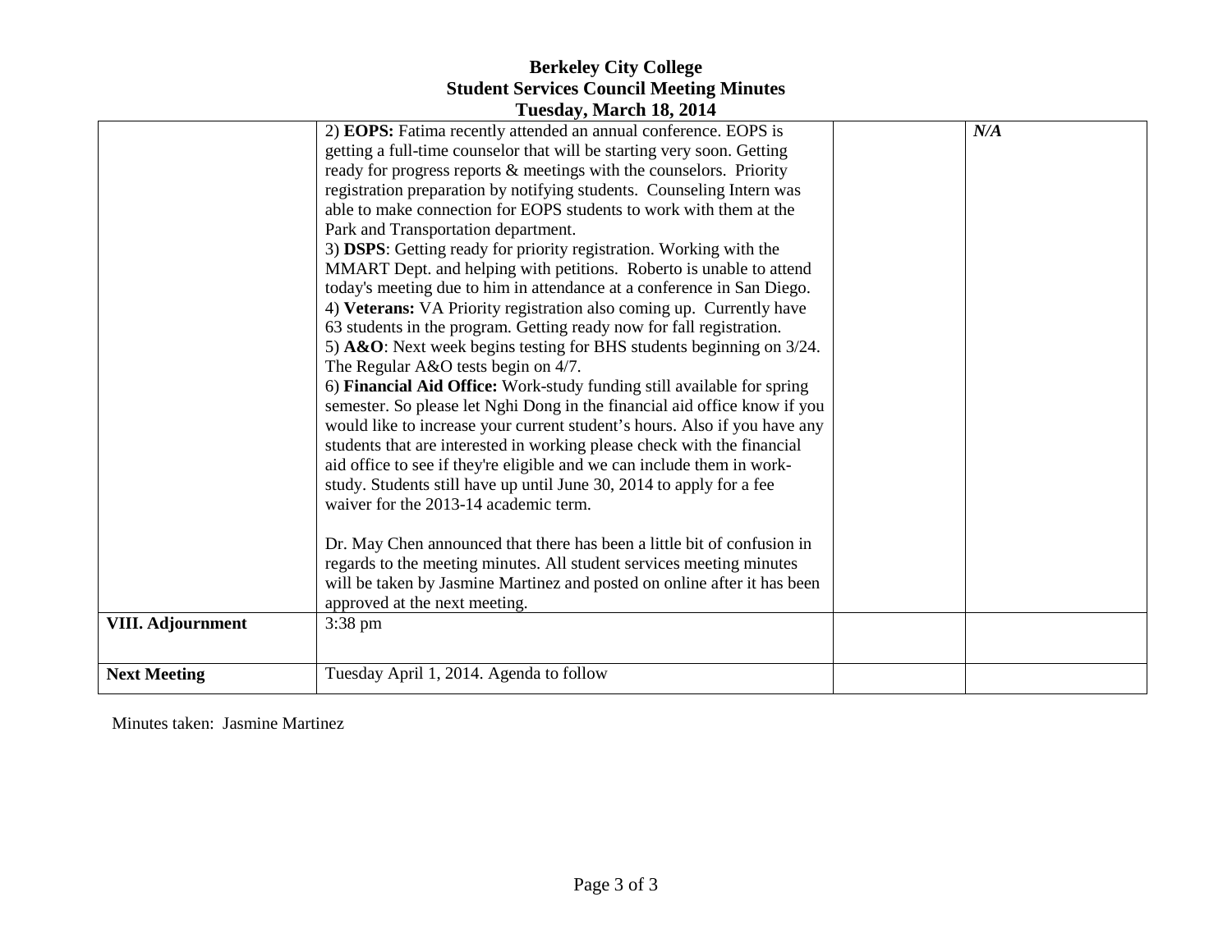**Berkeley City College**
**Student Services Council Meeting Minutes**
**Tuesday, March 18, 2014**

| | | | |
|---|---|---|---|
| | 2) **EOPS:** Fatima recently attended an annual conference. EOPS is getting a full-time counselor that will be starting very soon. Getting ready for progress reports & meetings with the counselors. Priority registration preparation by notifying students. Counseling Intern was able to make connection for EOPS students to work with them at the Park and Transportation department.<br>3) **DSPS**: Getting ready for priority registration. Working with the MMART Dept. and helping with petitions. Roberto is unable to attend today's meeting due to him in attendance at a conference in San Diego.<br>4) **Veterans:** VA Priority registration also coming up. Currently have 63 students in the program. Getting ready now for fall registration.<br>5) **A&O**: Next week begins testing for BHS students beginning on 3/24. The Regular A&O tests begin on 4/7.<br>6) **Financial Aid Office:** Work-study funding still available for spring semester. So please let Nghi Dong in the financial aid office know if you would like to increase your current student's hours. Also if you have any students that are interested in working please check with the financial aid office to see if they're eligible and we can include them in work-study. Students still have up until June 30, 2014 to apply for a fee waiver for the 2013-14 academic term.<br><br>Dr. May Chen announced that there has been a little bit of confusion in regards to the meeting minutes. All student services meeting minutes will be taken by Jasmine Martinez and posted on online after it has been approved at the next meeting. | | ***N/A*** |
| **VIII. Adjournment** | 3:38 pm | | |
| **Next Meeting** | Tuesday April 1, 2014. Agenda to follow | | |

Minutes taken: Jasmine Martinez